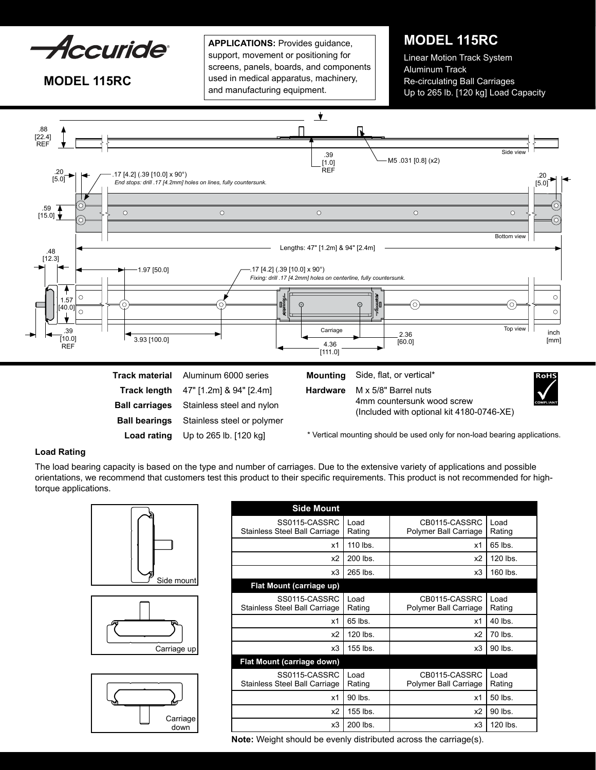Accuride

## MODEL 115RC

**APPLICATIONS:** Provides guidance, support, movement or positioning for screens, panels, boards, and components used in medical apparatus, machinery, and manufacturing equipment.

# MODEL 115RC

Linear Motion Track System
Aluminum Track
Re-circulating Ball Carriages
Up to 265 lb. [120 kg] Load Capacity

.88 [22.4] REF

.39 [1.0] REF

M5 .031 [0.8] (x2)

Side view

.20 [5.0]

.17 [4.2] (.39 [10.0] x 90°)
*End stops: drill .17 [4.2mm] holes on lines, fully countersunk.*

.20 [5.0]

.59 [15.0]

Bottom view

.48 [12.3]

Lengths: 47" [1.2m] & 94" [2.4m]

1.97 [50.0]

.17 [4.2] (.39 [10.0] x 90°)
*Fixing: drill .17 [4.2mm] holes on centerline, fully countersunk.*

1.57 [40.0]

.39 [10.0] REF

3.93 [100.0]

Carriage

2.36 [60.0]

4.36 [111.0]

Top view

inch [mm]

| | |
|---|---|
| **Track material** | Aluminum 6000 series |
| **Track length** | 47" [1.2m] & 94" [2.4m] |
| **Ball carriages** | Stainless steel and nylon |
| **Ball bearings** | Stainless steel or polymer |
| **Load rating** | Up to 265 lb. [120 kg] |

| | |
|---|---|
| **Mounting** | Side, flat, or vertical* |
| **Hardware** | M x 5/8" Barrel nuts<br>4mm countersunk wood screw<br>(Included with optional kit 4180-0746-XE) |

RoHS COMPLIANT

\* Vertical mounting should be used only for non-load bearing applications.

### Load Rating

The load bearing capacity is based on the type and number of carriages. Due to the extensive variety of applications and possible orientations, we recommend that customers test this product to their specific requirements. This product is not recommended for high-torque applications.

Side mount

Carriage up

Carriage down

| **Side Mount** | | | |
|---|---|---|---|
| SS0115-CASSRC Stainless Steel Ball Carriage | Load Rating | CB0115-CASSRC Polymer Ball Carriage | Load Rating |
| x1 | 110 lbs. | x1 | 65 lbs. |
| x2 | 200 lbs. | x2 | 120 lbs. |
| x3 | 265 lbs. | x3 | 160 lbs. |
| **Flat Mount (carriage up)** | | | |
| SS0115-CASSRC Stainless Steel Ball Carriage | Load Rating | CB0115-CASSRC Polymer Ball Carriage | Load Rating |
| x1 | 65 lbs. | x1 | 40 lbs. |
| x2 | 120 lbs. | x2 | 70 lbs. |
| x3 | 155 lbs. | x3 | 90 lbs. |
| **Flat Mount (carriage down)** | | | |
| SS0115-CASSRC Stainless Steel Ball Carriage | Load Rating | CB0115-CASSRC Polymer Ball Carriage | Load Rating |
| x1 | 90 lbs. | x1 | 50 lbs. |
| x2 | 155 lbs. | x2 | 90 lbs. |
| x3 | 200 lbs. | x3 | 120 lbs. |

**Note:** Weight should be evenly distributed across the carriage(s).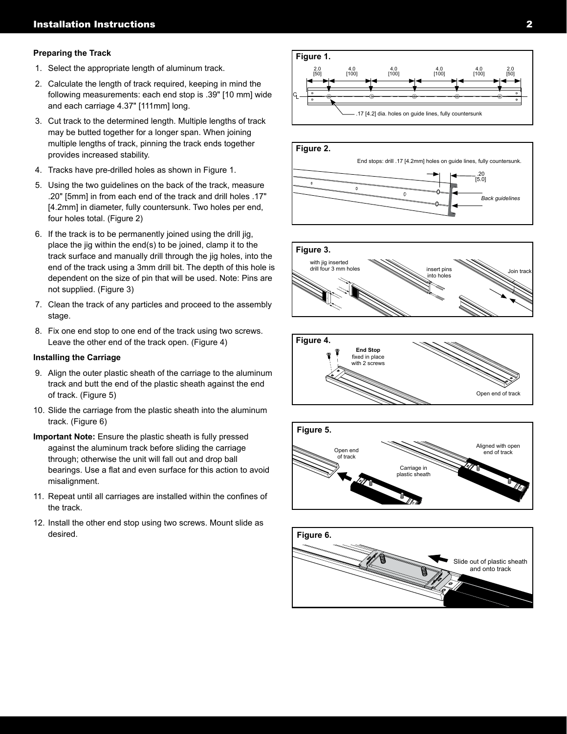## Preparing the Track

1. Select the appropriate length of aluminum track.
2. Calculate the length of track required, keeping in mind the following measurements: each end stop is .39" [10 mm] wide and each carriage 4.37" [111mm] long.
3. Cut track to the determined length. Multiple lengths of track may be butted together for a longer span. When joining multiple lengths of track, pinning the track ends together provides increased stability.
4. Tracks have pre-drilled holes as shown in Figure 1.
5. Using the two guidelines on the back of the track, measure .20" [5mm] in from each end of the track and drill holes .17" [4.2mm] in diameter, fully countersunk. Two holes per end, four holes total. (Figure 2)
6. If the track is to be permanently joined using the drill jig, place the jig within the end(s) to be joined, clamp it to the track surface and manually drill through the jig holes, into the end of the track using a 3mm drill bit. The depth of this hole is dependent on the size of pin that will be used. Note: Pins are not supplied. (Figure 3)
7. Clean the track of any particles and proceed to the assembly stage.
8. Fix one end stop to one end of the track using two screws. Leave the other end of the track open. (Figure 4)

## Installing the Carriage

9. Align the outer plastic sheath of the carriage to the aluminum track and butt the end of the plastic sheath against the end of track. (Figure 5)
10. Slide the carriage from the plastic sheath into the aluminum track. (Figure 6)

**Important Note:** Ensure the plastic sheath is fully pressed against the aluminum track before sliding the carriage through; otherwise the unit will fall out and drop ball bearings. Use a flat and even surface for this action to avoid misalignment.

11. Repeat until all carriages are installed within the confines of the track.
12. Install the other end stop using two screws. Mount slide as desired.

**Figure 1.**

2.0 [50] | 4.0 [100] | 4.0 [100] | 4.0 [100] | 4.0 [100] | 2.0 [50]

.17 [4.2] dia. holes on guide lines, fully countersunk

**Figure 2.**

End stops: drill .17 [4.2mm] holes on guide lines, fully countersunk.

.20 [5.0]

*Back guidelines*

**Figure 3.**

with jig inserted drill four 3 mm holes

insert pins into holes

Join track

**Figure 4.**

**End Stop** fixed in place with 2 screws

Open end of track

**Figure 5.**

Open end of track

Carriage in plastic sheath

Aligned with open end of track

**Figure 6.**

Slide out of plastic sheath and onto track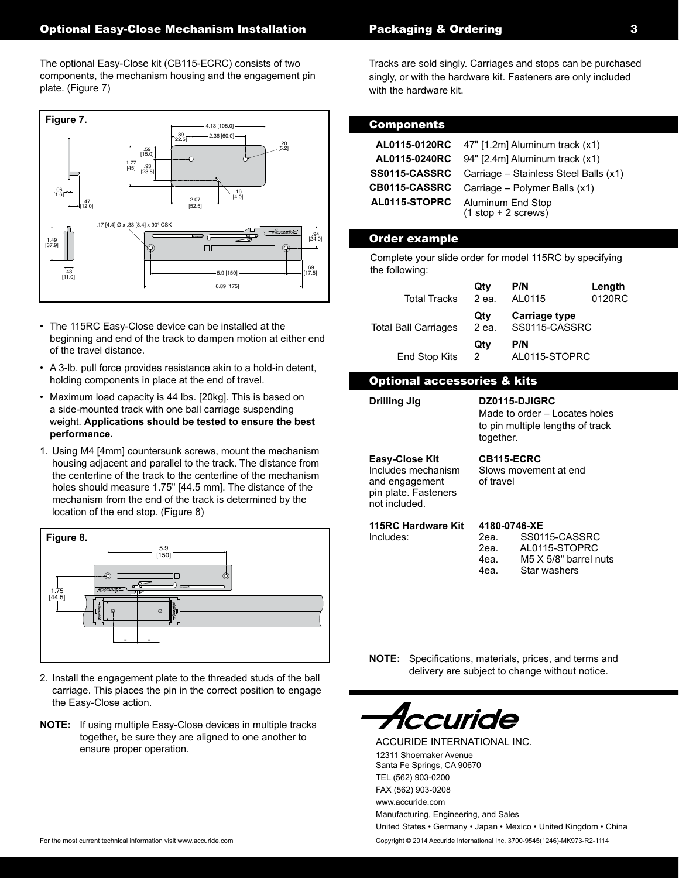## Optional Easy-Close Mechanism Installation

The optional Easy-Close kit (CB115-ECRC) consists of two components, the mechanism housing and the engagement pin plate. (Figure 7)

**Figure 7.**

4.13 [105.0]
.89 [22.5]
2.36 [60.0]
.20 [5.2]
.59 [15.0]
1.77 [45]
.93 [23.5]
.06 [1.6]
.47 [12.0]
2.07 [52.5]
.16 [4.0]
.17 [4.4] Ø x .33 [8.4] x 90° CSK
1.49 [37.9]
.94 [24.0]
.43 [11.0]
5.9 [150]
.69 [17.5]
6.89 [175]

- The 115RC Easy-Close device can be installed at the beginning and end of the track to dampen motion at either end of the travel distance.
- A 3-lb. pull force provides resistance akin to a hold-in detent, holding components in place at the end of travel.
- Maximum load capacity is 44 lbs. [20kg]. This is based on a side-mounted track with one ball carriage suspending weight. **Applications should be tested to ensure the best performance.**

1. Using M4 [4mm] countersunk screws, mount the mechanism housing adjacent and parallel to the track. The distance from the centerline of the track to the centerline of the mechanism holes should measure 1.75" [44.5 mm]. The distance of the mechanism from the end of the track is determined by the location of the end stop. (Figure 8)

**Figure 8.**

5.9 [150]
1.75 [44.5]

2. Install the engagement plate to the threaded studs of the ball carriage. This places the pin in the correct position to engage the Easy-Close action.

**NOTE:** If using multiple Easy-Close devices in multiple tracks together, be sure they are aligned to one another to ensure proper operation.

## Packaging & Ordering

Tracks are sold singly. Carriages and stops can be purchased singly, or with the hardware kit. Fasteners are only included with the hardware kit.

### Components

| | |
|---|---|
| **AL0115-0120RC** | 47" [1.2m] Aluminum track (x1) |
| **AL0115-0240RC** | 94" [2.4m] Aluminum track (x1) |
| **SS0115-CASSRC** | Carriage – Stainless Steel Balls (x1) |
| **CB0115-CASSRC** | Carriage – Polymer Balls (x1) |
| **AL0115-STOPRC** | Aluminum End Stop (1 stop + 2 screws) |

### Order example

Complete your slide order for model 115RC by specifying the following:

| | Qty | P/N | Length |
|---|---|---|---|
| Total Tracks | 2 ea. | AL0115 | 0120RC |
| | **Qty** | **Carriage type** | |
| Total Ball Carriages | 2 ea. | SS0115-CASSRC | |
| | **Qty** | **P/N** | |
| End Stop Kits | 2 | AL0115-STOPRC | |

### Optional accessories & kits

**Drilling Jig** — **DZ0115-DJIGRC**
Made to order – Locates holes to pin multiple lengths of track together.

**Easy-Close Kit** — **CB115-ECRC**
Includes mechanism and engagement pin plate. Fasteners not included.
Slows movement at end of travel

**115RC Hardware Kit** — **4180-0746-XE**
Includes:

- 2ea. SS0115-CASSRC
- 2ea. AL0115-STOPRC
- 4ea. M5 X 5/8" barrel nuts
- 4ea. Star washers

**NOTE:** Specifications, materials, prices, and terms and delivery are subject to change without notice.

Accuride

ACCURIDE INTERNATIONAL INC.
12311 Shoemaker Avenue
Santa Fe Springs, CA 90670
TEL (562) 903-0200
FAX (562) 903-0208
www.accuride.com
Manufacturing, Engineering, and Sales
United States • Germany • Japan • Mexico • United Kingdom • China

For the most current technical information visit www.accuride.com

Copyright © 2014 Accuride International Inc. 3700-9545(1246)-MK973-R2-1114